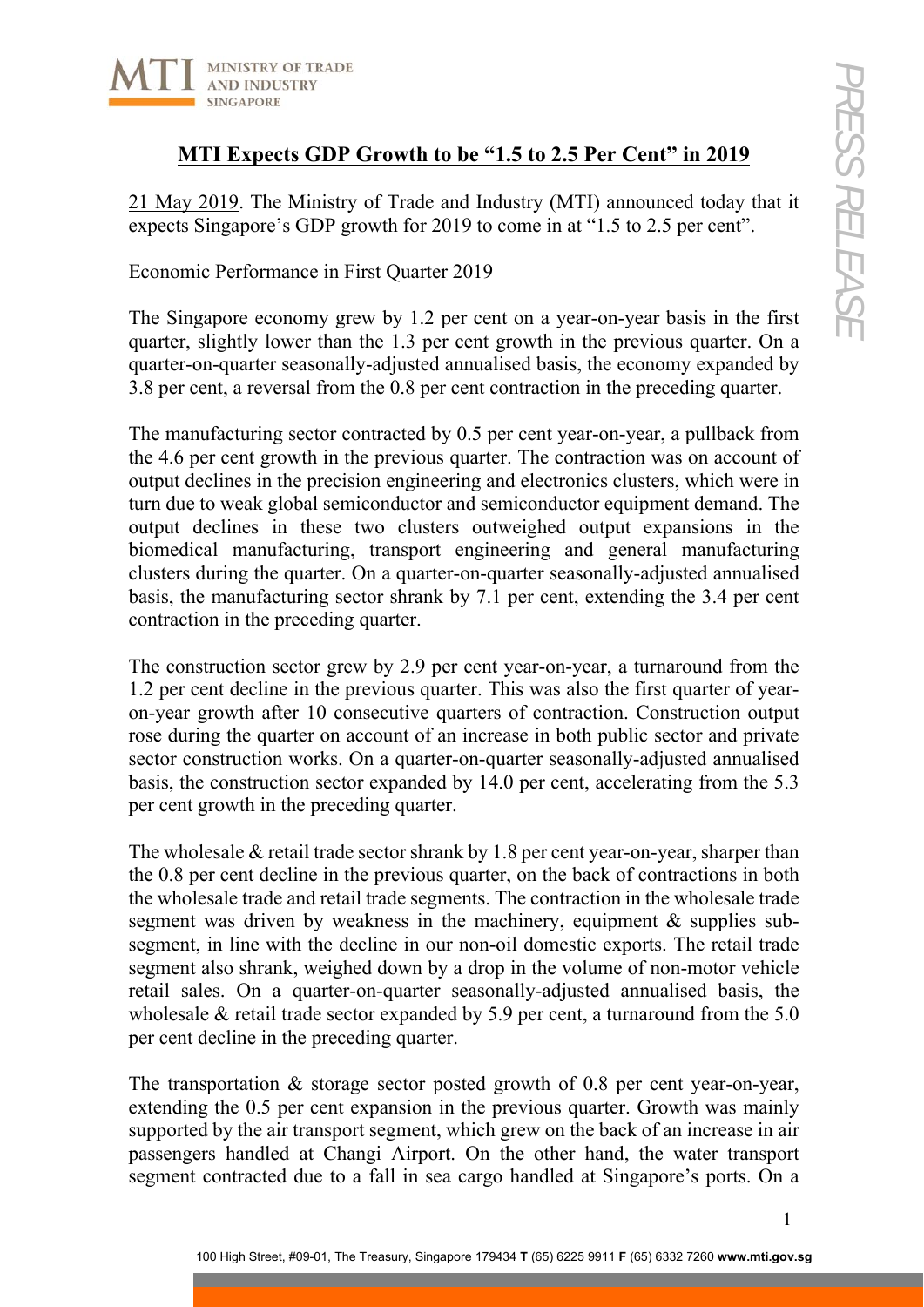# MTI Expects GDP Growth to be "1.5 to 2.5 Per Cent" in 2019

21 May 2019. The Ministry of Trade and Industry (MTI) announced today that it expects Singapore's GDP growth for 2019 to come in at "1.5 to 2.5 per cent".

## Economic Performance in First Quarter 2019

The Singapore economy grew by 1.2 per cent on a year-on-year basis in the first quarter, slightly lower than the 1.3 per cent growth in the previous quarter. On a quarter-on-quarter seasonally-adjusted annualised basis, the economy expanded by 3.8 per cent, a reversal from the 0.8 per cent contraction in the preceding quarter.

The manufacturing sector contracted by 0.5 per cent year-on-year, a pullback from the 4.6 per cent growth in the previous quarter. The contraction was on account of output declines in the precision engineering and electronics clusters, which were in turn due to weak global semiconductor and semiconductor equipment demand. The output declines in these two clusters outweighed output expansions in the biomedical manufacturing, transport engineering and general manufacturing clusters during the quarter. On a quarter-on-quarter seasonally-adjusted annualised basis, the manufacturing sector shrank by 7.1 per cent, extending the 3.4 per cent contraction in the preceding quarter.

The construction sector grew by 2.9 per cent year-on-year, a turnaround from the 1.2 per cent decline in the previous quarter. This was also the first quarter of year-on-year growth after 10 consecutive quarters of contraction. Construction output rose during the quarter on account of an increase in both public sector and private sector construction works. On a quarter-on-quarter seasonally-adjusted annualised basis, the construction sector expanded by 14.0 per cent, accelerating from the 5.3 per cent growth in the preceding quarter.

The wholesale & retail trade sector shrank by 1.8 per cent year-on-year, sharper than the 0.8 per cent decline in the previous quarter, on the back of contractions in both the wholesale trade and retail trade segments. The contraction in the wholesale trade segment was driven by weakness in the machinery, equipment & supplies sub-segment, in line with the decline in our non-oil domestic exports. The retail trade segment also shrank, weighed down by a drop in the volume of non-motor vehicle retail sales. On a quarter-on-quarter seasonally-adjusted annualised basis, the wholesale & retail trade sector expanded by 5.9 per cent, a turnaround from the 5.0 per cent decline in the preceding quarter.

The transportation & storage sector posted growth of 0.8 per cent year-on-year, extending the 0.5 per cent expansion in the previous quarter. Growth was mainly supported by the air transport segment, which grew on the back of an increase in air passengers handled at Changi Airport. On the other hand, the water transport segment contracted due to a fall in sea cargo handled at Singapore's ports. On a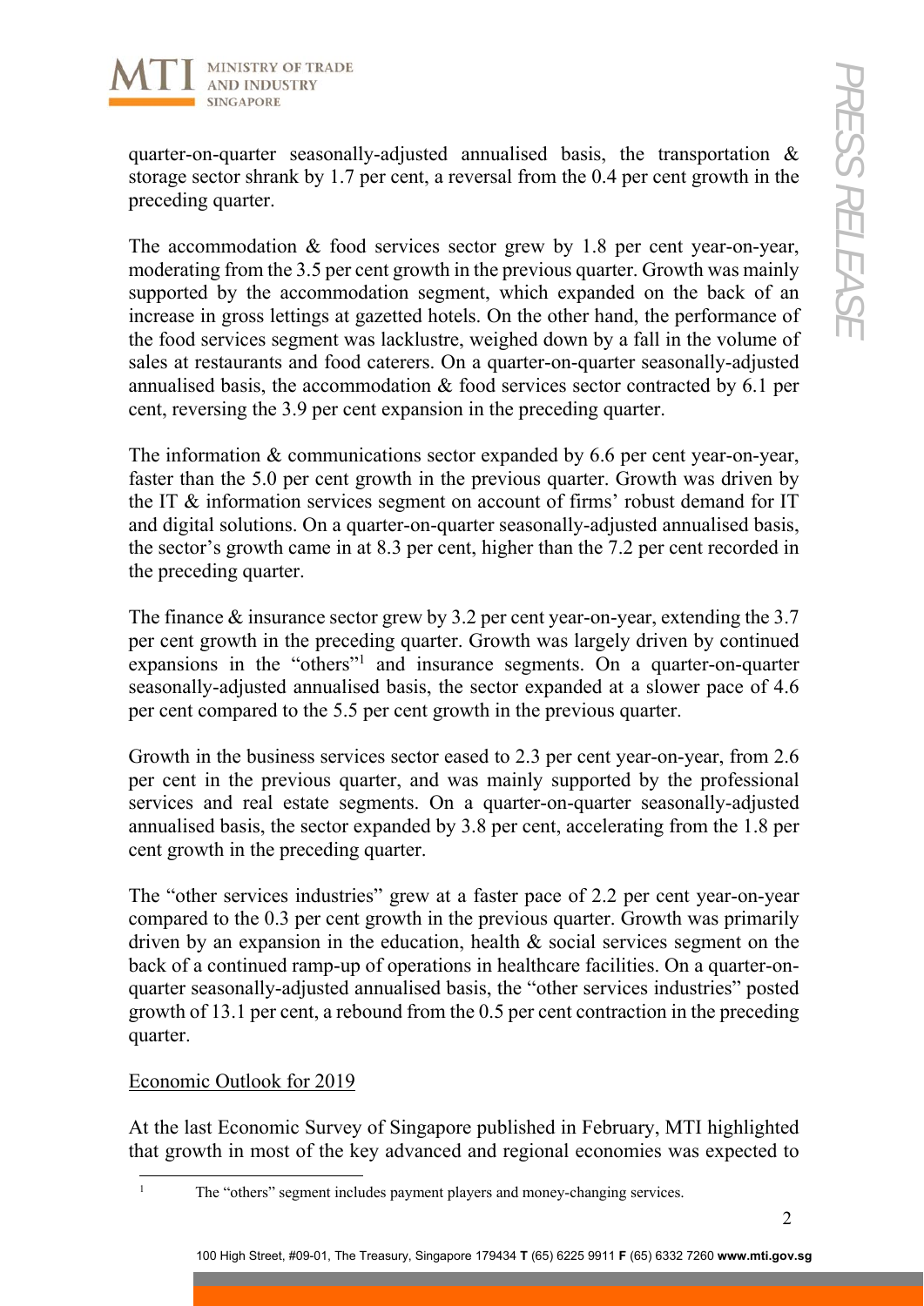quarter-on-quarter seasonally-adjusted annualised basis, the transportation & storage sector shrank by 1.7 per cent, a reversal from the 0.4 per cent growth in the preceding quarter.

The accommodation & food services sector grew by 1.8 per cent year-on-year, moderating from the 3.5 per cent growth in the previous quarter. Growth was mainly supported by the accommodation segment, which expanded on the back of an increase in gross lettings at gazetted hotels. On the other hand, the performance of the food services segment was lacklustre, weighed down by a fall in the volume of sales at restaurants and food caterers. On a quarter-on-quarter seasonally-adjusted annualised basis, the accommodation & food services sector contracted by 6.1 per cent, reversing the 3.9 per cent expansion in the preceding quarter.

The information & communications sector expanded by 6.6 per cent year-on-year, faster than the 5.0 per cent growth in the previous quarter. Growth was driven by the IT & information services segment on account of firms' robust demand for IT and digital solutions. On a quarter-on-quarter seasonally-adjusted annualised basis, the sector's growth came in at 8.3 per cent, higher than the 7.2 per cent recorded in the preceding quarter.

The finance & insurance sector grew by 3.2 per cent year-on-year, extending the 3.7 per cent growth in the preceding quarter. Growth was largely driven by continued expansions in the "others"[1] and insurance segments. On a quarter-on-quarter seasonally-adjusted annualised basis, the sector expanded at a slower pace of 4.6 per cent compared to the 5.5 per cent growth in the previous quarter.

Growth in the business services sector eased to 2.3 per cent year-on-year, from 2.6 per cent in the previous quarter, and was mainly supported by the professional services and real estate segments. On a quarter-on-quarter seasonally-adjusted annualised basis, the sector expanded by 3.8 per cent, accelerating from the 1.8 per cent growth in the preceding quarter.

The "other services industries" grew at a faster pace of 2.2 per cent year-on-year compared to the 0.3 per cent growth in the previous quarter. Growth was primarily driven by an expansion in the education, health & social services segment on the back of a continued ramp-up of operations in healthcare facilities. On a quarter-on-quarter seasonally-adjusted annualised basis, the "other services industries" posted growth of 13.1 per cent, a rebound from the 0.5 per cent contraction in the preceding quarter.

Economic Outlook for 2019

At the last Economic Survey of Singapore published in February, MTI highlighted that growth in most of the key advanced and regional economies was expected to

[1] The "others" segment includes payment players and money-changing services.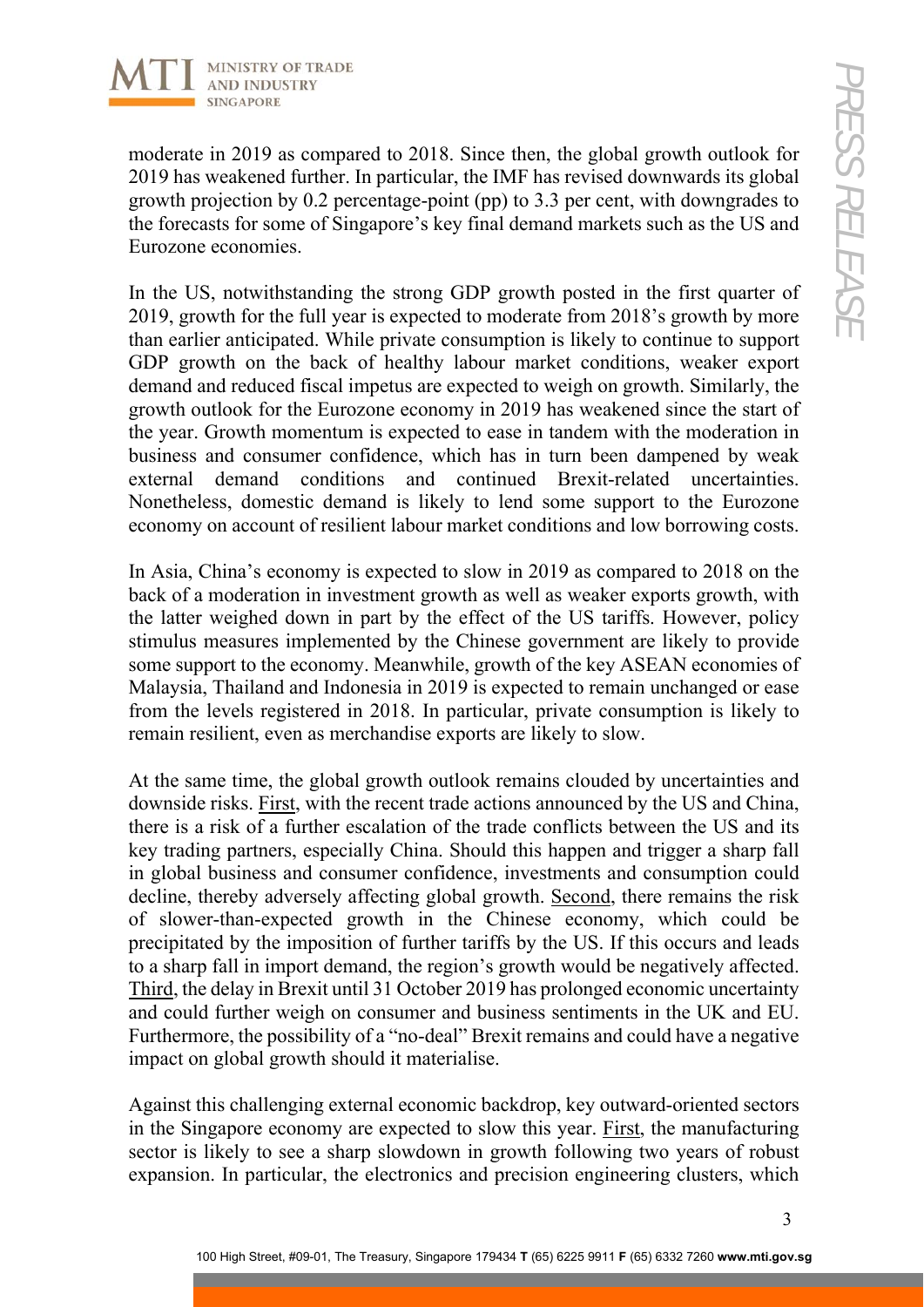moderate in 2019 as compared to 2018. Since then, the global growth outlook for 2019 has weakened further. In particular, the IMF has revised downwards its global growth projection by 0.2 percentage-point (pp) to 3.3 per cent, with downgrades to the forecasts for some of Singapore's key final demand markets such as the US and Eurozone economies.

In the US, notwithstanding the strong GDP growth posted in the first quarter of 2019, growth for the full year is expected to moderate from 2018's growth by more than earlier anticipated. While private consumption is likely to continue to support GDP growth on the back of healthy labour market conditions, weaker export demand and reduced fiscal impetus are expected to weigh on growth. Similarly, the growth outlook for the Eurozone economy in 2019 has weakened since the start of the year. Growth momentum is expected to ease in tandem with the moderation in business and consumer confidence, which has in turn been dampened by weak external demand conditions and continued Brexit-related uncertainties. Nonetheless, domestic demand is likely to lend some support to the Eurozone economy on account of resilient labour market conditions and low borrowing costs.

In Asia, China's economy is expected to slow in 2019 as compared to 2018 on the back of a moderation in investment growth as well as weaker exports growth, with the latter weighed down in part by the effect of the US tariffs. However, policy stimulus measures implemented by the Chinese government are likely to provide some support to the economy. Meanwhile, growth of the key ASEAN economies of Malaysia, Thailand and Indonesia in 2019 is expected to remain unchanged or ease from the levels registered in 2018. In particular, private consumption is likely to remain resilient, even as merchandise exports are likely to slow.

At the same time, the global growth outlook remains clouded by uncertainties and downside risks. First, with the recent trade actions announced by the US and China, there is a risk of a further escalation of the trade conflicts between the US and its key trading partners, especially China. Should this happen and trigger a sharp fall in global business and consumer confidence, investments and consumption could decline, thereby adversely affecting global growth. Second, there remains the risk of slower-than-expected growth in the Chinese economy, which could be precipitated by the imposition of further tariffs by the US. If this occurs and leads to a sharp fall in import demand, the region's growth would be negatively affected. Third, the delay in Brexit until 31 October 2019 has prolonged economic uncertainty and could further weigh on consumer and business sentiments in the UK and EU. Furthermore, the possibility of a "no-deal" Brexit remains and could have a negative impact on global growth should it materialise.

Against this challenging external economic backdrop, key outward-oriented sectors in the Singapore economy are expected to slow this year. First, the manufacturing sector is likely to see a sharp slowdown in growth following two years of robust expansion. In particular, the electronics and precision engineering clusters, which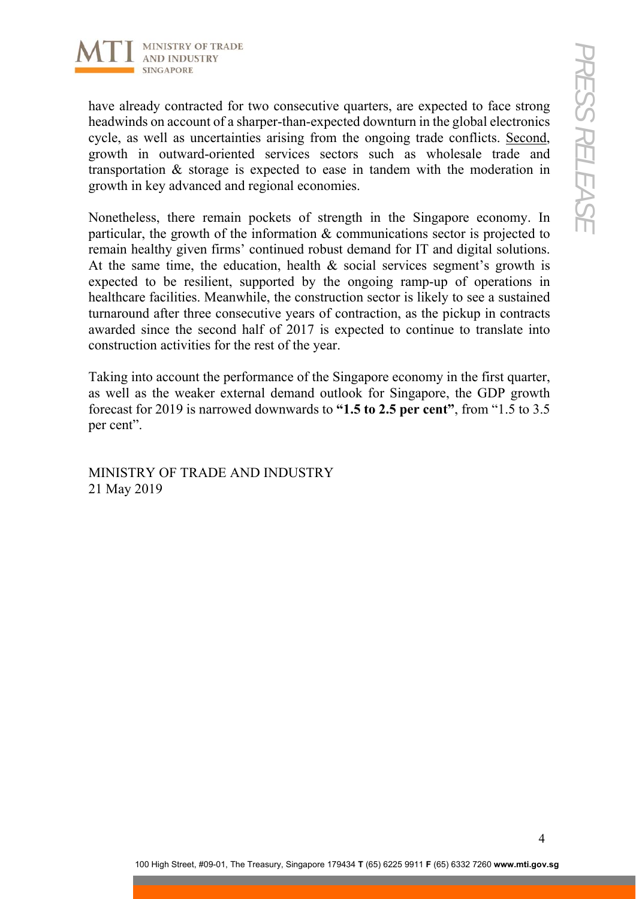have already contracted for two consecutive quarters, are expected to face strong headwinds on account of a sharper-than-expected downturn in the global electronics cycle, as well as uncertainties arising from the ongoing trade conflicts. Second, growth in outward-oriented services sectors such as wholesale trade and transportation & storage is expected to ease in tandem with the moderation in growth in key advanced and regional economies.

Nonetheless, there remain pockets of strength in the Singapore economy. In particular, the growth of the information & communications sector is projected to remain healthy given firms' continued robust demand for IT and digital solutions. At the same time, the education, health & social services segment's growth is expected to be resilient, supported by the ongoing ramp-up of operations in healthcare facilities. Meanwhile, the construction sector is likely to see a sustained turnaround after three consecutive years of contraction, as the pickup in contracts awarded since the second half of 2017 is expected to continue to translate into construction activities for the rest of the year.

Taking into account the performance of the Singapore economy in the first quarter, as well as the weaker external demand outlook for Singapore, the GDP growth forecast for 2019 is narrowed downwards to **"1.5 to 2.5 per cent"**, from "1.5 to 3.5 per cent".

MINISTRY OF TRADE AND INDUSTRY
21 May 2019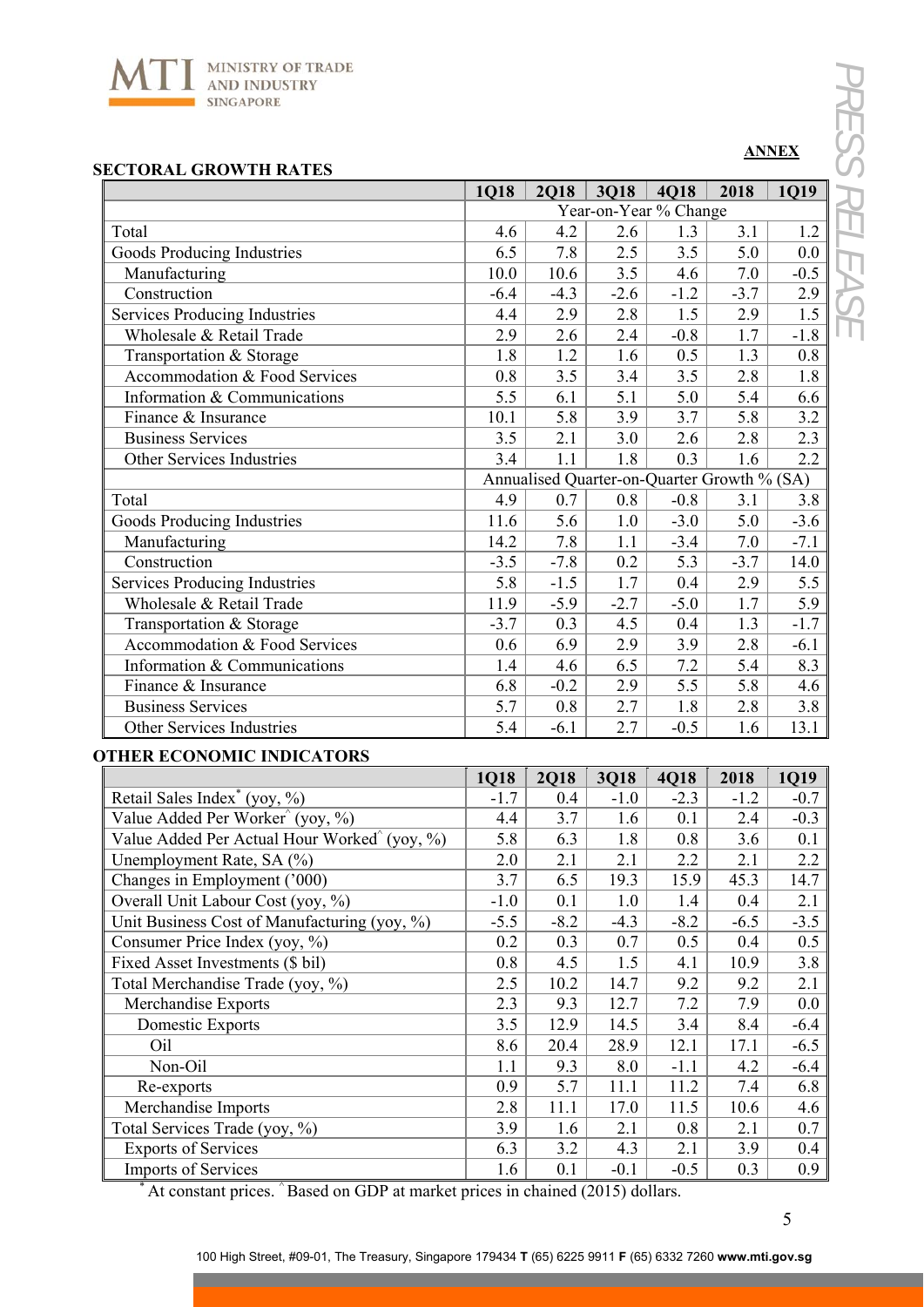**ANNEX**

## SECTORAL GROWTH RATES

| | 1Q18 | 2Q18 | 3Q18 | 4Q18 | 2018 | 1Q19 |
|---|---|---|---|---|---|---|
| | Year-on-Year % Change | | | | | |
| Total | 4.6 | 4.2 | 2.6 | 1.3 | 3.1 | 1.2 |
| Goods Producing Industries | 6.5 | 7.8 | 2.5 | 3.5 | 5.0 | 0.0 |
| Manufacturing | 10.0 | 10.6 | 3.5 | 4.6 | 7.0 | -0.5 |
| Construction | -6.4 | -4.3 | -2.6 | -1.2 | -3.7 | 2.9 |
| Services Producing Industries | 4.4 | 2.9 | 2.8 | 1.5 | 2.9 | 1.5 |
| Wholesale & Retail Trade | 2.9 | 2.6 | 2.4 | -0.8 | 1.7 | -1.8 |
| Transportation & Storage | 1.8 | 1.2 | 1.6 | 0.5 | 1.3 | 0.8 |
| Accommodation & Food Services | 0.8 | 3.5 | 3.4 | 3.5 | 2.8 | 1.8 |
| Information & Communications | 5.5 | 6.1 | 5.1 | 5.0 | 5.4 | 6.6 |
| Finance & Insurance | 10.1 | 5.8 | 3.9 | 3.7 | 5.8 | 3.2 |
| Business Services | 3.5 | 2.1 | 3.0 | 2.6 | 2.8 | 2.3 |
| Other Services Industries | 3.4 | 1.1 | 1.8 | 0.3 | 1.6 | 2.2 |
| | Annualised Quarter-on-Quarter Growth % (SA) | | | | | |
| Total | 4.9 | 0.7 | 0.8 | -0.8 | 3.1 | 3.8 |
| Goods Producing Industries | 11.6 | 5.6 | 1.0 | -3.0 | 5.0 | -3.6 |
| Manufacturing | 14.2 | 7.8 | 1.1 | -3.4 | 7.0 | -7.1 |
| Construction | -3.5 | -7.8 | 0.2 | 5.3 | -3.7 | 14.0 |
| Services Producing Industries | 5.8 | -1.5 | 1.7 | 0.4 | 2.9 | 5.5 |
| Wholesale & Retail Trade | 11.9 | -5.9 | -2.7 | -5.0 | 1.7 | 5.9 |
| Transportation & Storage | -3.7 | 0.3 | 4.5 | 0.4 | 1.3 | -1.7 |
| Accommodation & Food Services | 0.6 | 6.9 | 2.9 | 3.9 | 2.8 | -6.1 |
| Information & Communications | 1.4 | 4.6 | 6.5 | 7.2 | 5.4 | 8.3 |
| Finance & Insurance | 6.8 | -0.2 | 2.9 | 5.5 | 5.8 | 4.6 |
| Business Services | 5.7 | 0.8 | 2.7 | 1.8 | 2.8 | 3.8 |
| Other Services Industries | 5.4 | -6.1 | 2.7 | -0.5 | 1.6 | 13.1 |

## OTHER ECONOMIC INDICATORS

| | 1Q18 | 2Q18 | 3Q18 | 4Q18 | 2018 | 1Q19 |
|---|---|---|---|---|---|---|
| Retail Sales Index* (yoy, %) | -1.7 | 0.4 | -1.0 | -2.3 | -1.2 | -0.7 |
| Value Added Per Worker^ (yoy, %) | 4.4 | 3.7 | 1.6 | 0.1 | 2.4 | -0.3 |
| Value Added Per Actual Hour Worked^ (yoy, %) | 5.8 | 6.3 | 1.8 | 0.8 | 3.6 | 0.1 |
| Unemployment Rate, SA (%) | 2.0 | 2.1 | 2.1 | 2.2 | 2.1 | 2.2 |
| Changes in Employment ('000) | 3.7 | 6.5 | 19.3 | 15.9 | 45.3 | 14.7 |
| Overall Unit Labour Cost (yoy, %) | -1.0 | 0.1 | 1.0 | 1.4 | 0.4 | 2.1 |
| Unit Business Cost of Manufacturing (yoy, %) | -5.5 | -8.2 | -4.3 | -8.2 | -6.5 | -3.5 |
| Consumer Price Index (yoy, %) | 0.2 | 0.3 | 0.7 | 0.5 | 0.4 | 0.5 |
| Fixed Asset Investments ($ bil) | 0.8 | 4.5 | 1.5 | 4.1 | 10.9 | 3.8 |
| Total Merchandise Trade (yoy, %) | 2.5 | 10.2 | 14.7 | 9.2 | 9.2 | 2.1 |
| Merchandise Exports | 2.3 | 9.3 | 12.7 | 7.2 | 7.9 | 0.0 |
| Domestic Exports | 3.5 | 12.9 | 14.5 | 3.4 | 8.4 | -6.4 |
| Oil | 8.6 | 20.4 | 28.9 | 12.1 | 17.1 | -6.5 |
| Non-Oil | 1.1 | 9.3 | 8.0 | -1.1 | 4.2 | -6.4 |
| Re-exports | 0.9 | 5.7 | 11.1 | 11.2 | 7.4 | 6.8 |
| Merchandise Imports | 2.8 | 11.1 | 17.0 | 11.5 | 10.6 | 4.6 |
| Total Services Trade (yoy, %) | 3.9 | 1.6 | 2.1 | 0.8 | 2.1 | 0.7 |
| Exports of Services | 6.3 | 3.2 | 4.3 | 2.1 | 3.9 | 0.4 |
| Imports of Services | 1.6 | 0.1 | -0.1 | -0.5 | 0.3 | 0.9 |

* At constant prices. ^ Based on GDP at market prices in chained (2015) dollars.

100 High Street, #09-01, The Treasury, Singapore 179434 **T** (65) 6225 9911 **F** (65) 6332 7260 **www.mti.gov.sg**